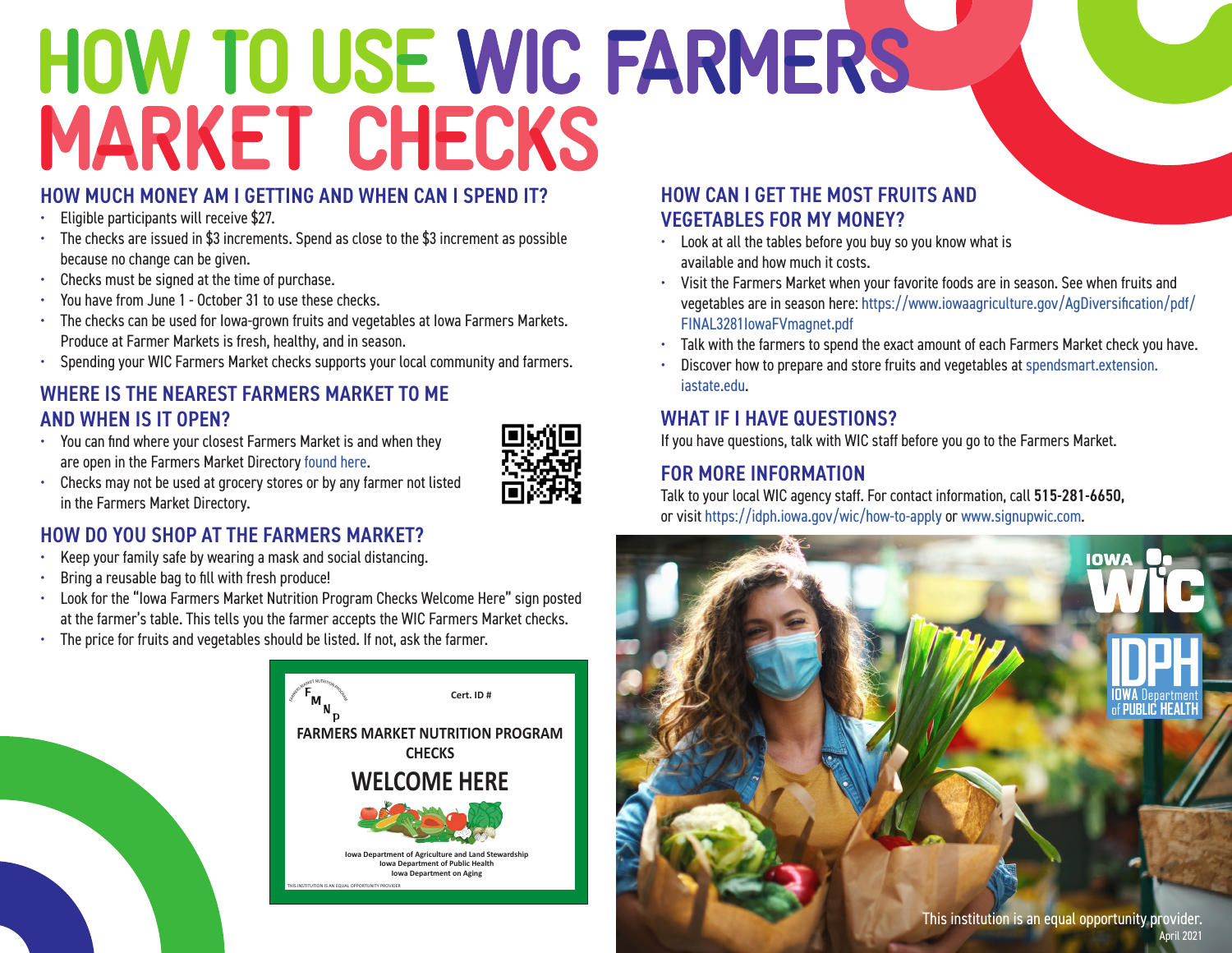# HOW TO USE WIC FARMERS MARKET CHECKS

## HOW MUCH MONEY AM I GETTING AND WHEN CAN I SPEND IT?

- Eligible participants will receive $27.
- The checks are issued in $3 increments. Spend as close to the $3 increment as possible because no change can be given.
- Checks must be signed at the time of purchase.
- You have from June 1 - October 31 to use these checks.
- The checks can be used for Iowa-grown fruits and vegetables at Iowa Farmers Markets. Produce at Farmer Markets is fresh, healthy, and in season.
- Spending your WIC Farmers Market checks supports your local community and farmers.

## WHERE IS THE NEAREST FARMERS MARKET TO ME AND WHEN IS IT OPEN?

- You can find where your closest Farmers Market is and when they are open in the Farmers Market Directory found here.
- Checks may not be used at grocery stores or by any farmer not listed in the Farmers Market Directory.

## HOW DO YOU SHOP AT THE FARMERS MARKET?

- Keep your family safe by wearing a mask and social distancing.
- Bring a reusable bag to fill with fresh produce!
- Look for the "Iowa Farmers Market Nutrition Program Checks Welcome Here" sign posted at the farmer's table. This tells you the farmer accepts the WIC Farmers Market checks.
- The price for fruits and vegetables should be listed. If not, ask the farmer.

FMNP — Farmers Market Nutrition Program
Cert. ID #
**FARMERS MARKET NUTRITION PROGRAM CHECKS**
**WELCOME HERE**
Iowa Department of Agriculture and Land Stewardship
Iowa Department of Public Health
Iowa Department on Aging
THIS INSTITUTION IS AN EQUAL OPPORTUNITY PROVIDER

## HOW CAN I GET THE MOST FRUITS AND VEGETABLES FOR MY MONEY?

- Look at all the tables before you buy so you know what is available and how much it costs.
- Visit the Farmers Market when your favorite foods are in season. See when fruits and vegetables are in season here: https://www.iowaagriculture.gov/AgDiversification/pdf/FINAL3281IowaFVmagnet.pdf
- Talk with the farmers to spend the exact amount of each Farmers Market check you have.
- Discover how to prepare and store fruits and vegetables at spendsmart.extension.iastate.edu.

## WHAT IF I HAVE QUESTIONS?

If you have questions, talk with WIC staff before you go to the Farmers Market.

## FOR MORE INFORMATION

Talk to your local WIC agency staff. For contact information, call **515-281-6650,** or visit https://idph.iowa.gov/wic/how-to-apply or www.signupwic.com.

IOWA WIC

IDPH IOWA Department of PUBLIC HEALTH

This institution is an equal opportunity provider.
April 2021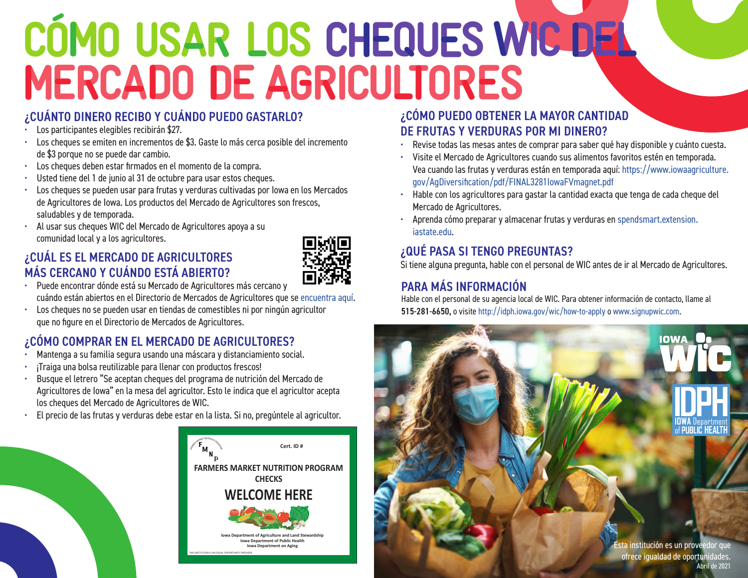# CÓMO USAR LOS CHEQUES WIC DEL MERCADO DE AGRICULTORES

## ¿CUÁNTO DINERO RECIBO Y CUÁNDO PUEDO GASTARLO?

- Los participantes elegibles recibirán $27.
- Los cheques se emiten en incrementos de $3. Gaste lo más cerca posible del incremento de $3 porque no se puede dar cambio.
- Los cheques deben estar firmados en el momento de la compra.
- Usted tiene del 1 de junio al 31 de octubre para usar estos cheques.
- Los cheques se pueden usar para frutas y verduras cultivadas por Iowa en los Mercados de Agricultores de Iowa. Los productos del Mercado de Agricultores son frescos, saludables y de temporada.
- Al usar sus cheques WIC del Mercado de Agricultores apoya a su comunidad local y a los agricultores.

## ¿CUÁL ES EL MERCADO DE AGRICULTORES MÁS CERCANO Y CUÁNDO ESTÁ ABIERTO?

- Puede encontrar dónde está su Mercado de Agricultores más cercano y cuándo están abiertos en el Directorio de Mercados de Agricultores que se encuentra aquí.
- Los cheques no se pueden usar en tiendas de comestibles ni por ningún agricultor que no figure en el Directorio de Mercados de Agricultores.

## ¿CÓMO COMPRAR EN EL MERCADO DE AGRICULTORES?

- Mantenga a su familia segura usando una máscara y distanciamiento social.
- ¡Traiga una bolsa reutilizable para llenar con productos frescos!
- Busque el letrero "Se aceptan cheques del programa de nutrición del Mercado de Agricultores de Iowa" en la mesa del agricultor. Esto le indica que el agricultor acepta los cheques del Mercado de Agricultores de WIC.
- El precio de las frutas y verduras debe estar en la lista. Si no, pregúntele al agricultor.

FMNP

Cert. ID #

FARMERS MARKET NUTRITION PROGRAM CHECKS

WELCOME HERE

Iowa Department of Agriculture and Land Stewardship
Iowa Department of Public Health
Iowa Department on Aging

THIS INSTITUTION IS AN EQUAL OPPORTUNITY PROVIDER

## ¿CÓMO PUEDO OBTENER LA MAYOR CANTIDAD DE FRUTAS Y VERDURAS POR MI DINERO?

- Revise todas las mesas antes de comprar para saber qué hay disponible y cuánto cuesta.
- Visite el Mercado de Agricultores cuando sus alimentos favoritos estén en temporada. Vea cuando las frutas y verduras están en temporada aquí: https://www.iowaagriculture.gov/AgDiversification/pdf/FINAL3281IowaFVmagnet.pdf
- Hable con los agricultores para gastar la cantidad exacta que tenga de cada cheque del Mercado de Agricultores.
- Aprenda cómo preparar y almacenar frutas y verduras en spendsmart.extension.iastate.edu.

## ¿QUÉ PASA SI TENGO PREGUNTAS?

Si tiene alguna pregunta, hable con el personal de WIC antes de ir al Mercado de Agricultores.

## PARA MÁS INFORMACIÓN

Hable con el personal de su agencia local de WIC. Para obtener información de contacto, llame al **515-281-6650,** o visite http://idph.iowa.gov/wic/how-to-apply o www.signupwic.com.

IOWA WIC

IDPH IOWA Department of PUBLIC HEALTH

Esta institución es un proveedor que ofrece igualdad de oportunidades.

Abril de 2021